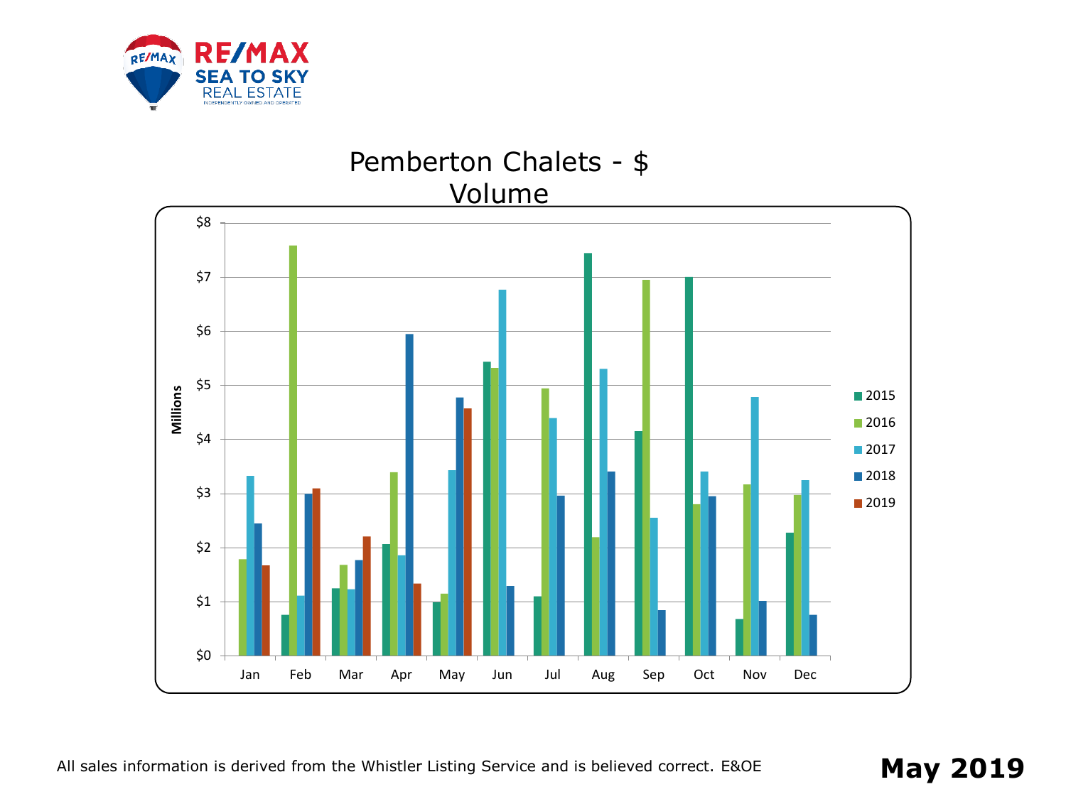RE/MAX SEA TO SKY REAL ESTATE

INDEPENDENTLY OWNED AND OPERATED

## Pemberton Chalets - $ Volume

All sales information is derived from the Whistler Listing Service and is believed correct. E&OE

**May 2019**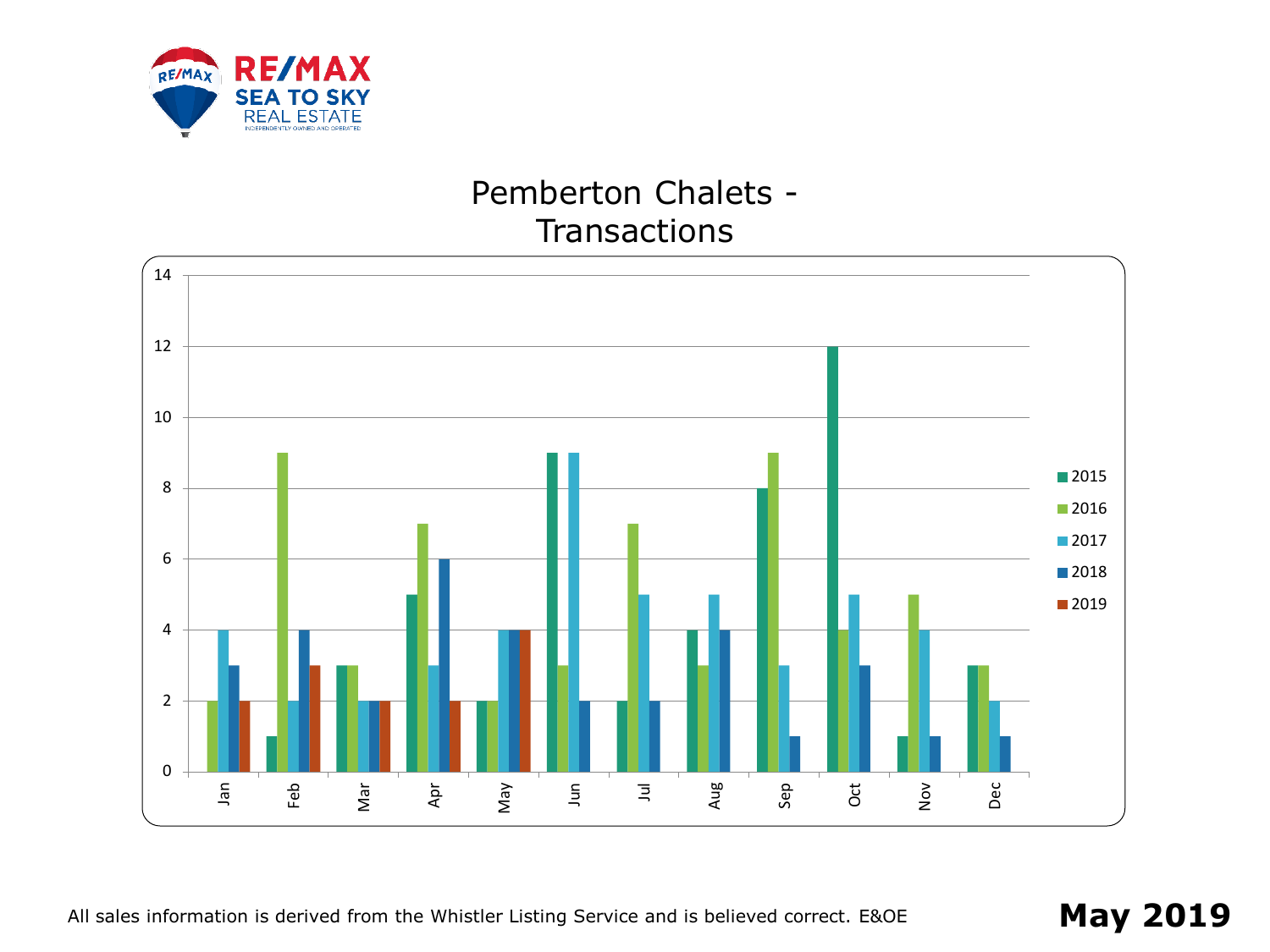# Pemberton Chalets - Transactions

| Month | 2015 | 2016 | 2017 | 2018 | 2019 |
|---|---|---|---|---|---|
| Jan | 0 | 2 | 4 | 3 | 2 |
| Feb | 1 | 9 | 2 | 4 | 3 |
| Mar | 3 | 3 | 2 | 2 | 2 |
| Apr | 5 | 7 | 3 | 6 | 2 |
| May | 2 | 2 | 4 | 4 | 4 |
| Jun | 9 | 3 | 9 | 2 | |
| Jul | 2 | 7 | 5 | 2 | |
| Aug | 4 | 3 | 5 | 4 | |
| Sep | 8 | 9 | 3 | 1 | |
| Oct | 12 | 4 | 5 | 3 | |
| Nov | 1 | 5 | 4 | 1 | |
| Dec | 3 | 3 | 2 | 1 | |

All sales information is derived from the Whistler Listing Service and is believed correct. E&OE

**May 2019**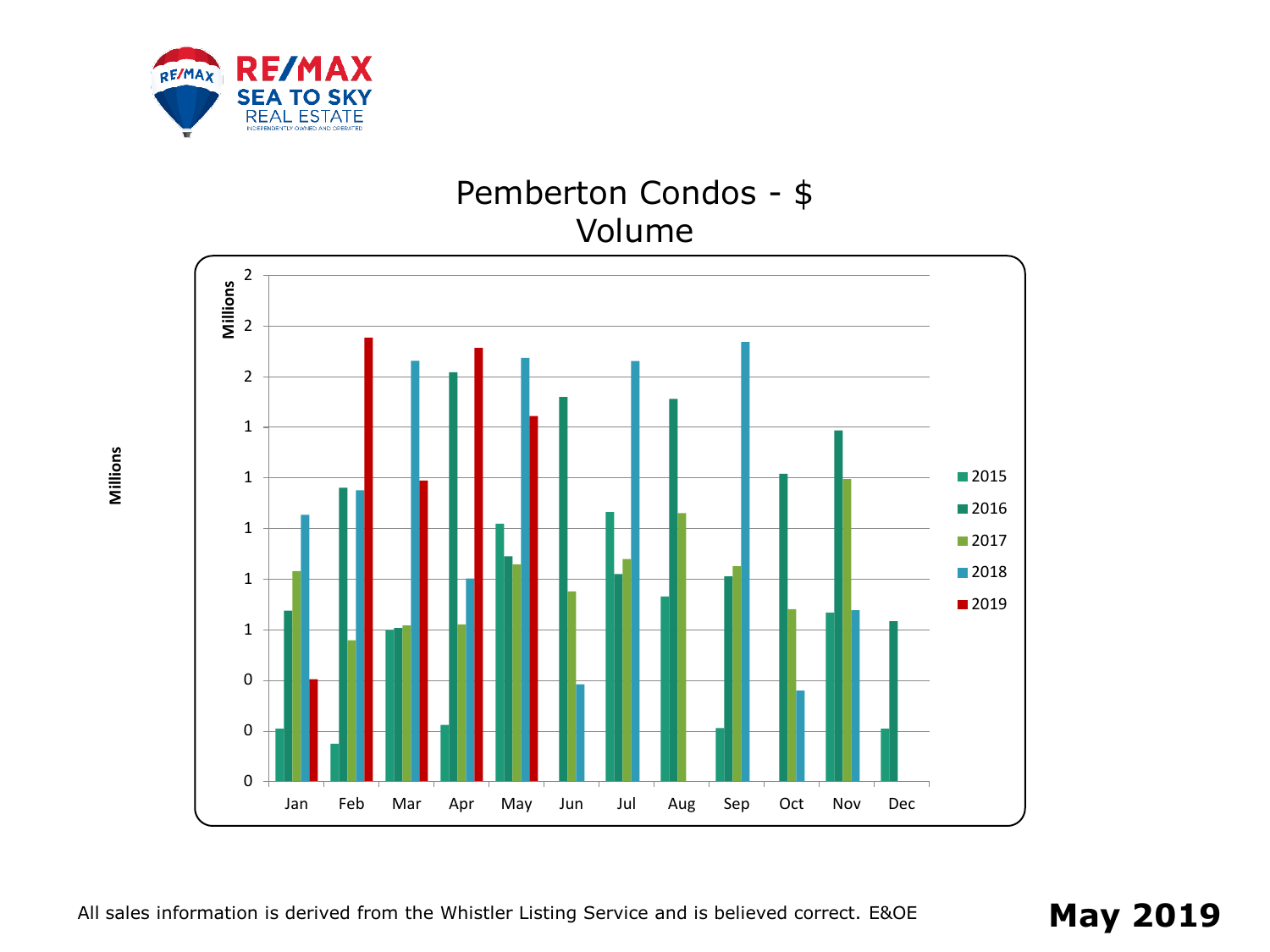# Pemberton Condos - $ Volume

Millions

Millions

| | 2 |
|---|---|
| | 2 |
| | 2 |
| | 1 |
| | 1 |
| | 1 |
| | 1 |
| | 1 |
| | 0 |
| | 0 |
| | 0 |

Jan Feb Mar Apr May Jun Jul Aug Sep Oct Nov Dec

- 2015
- 2016
- 2017
- 2018
- 2019

All sales information is derived from the Whistler Listing Service and is believed correct. E&OE

**May 2019**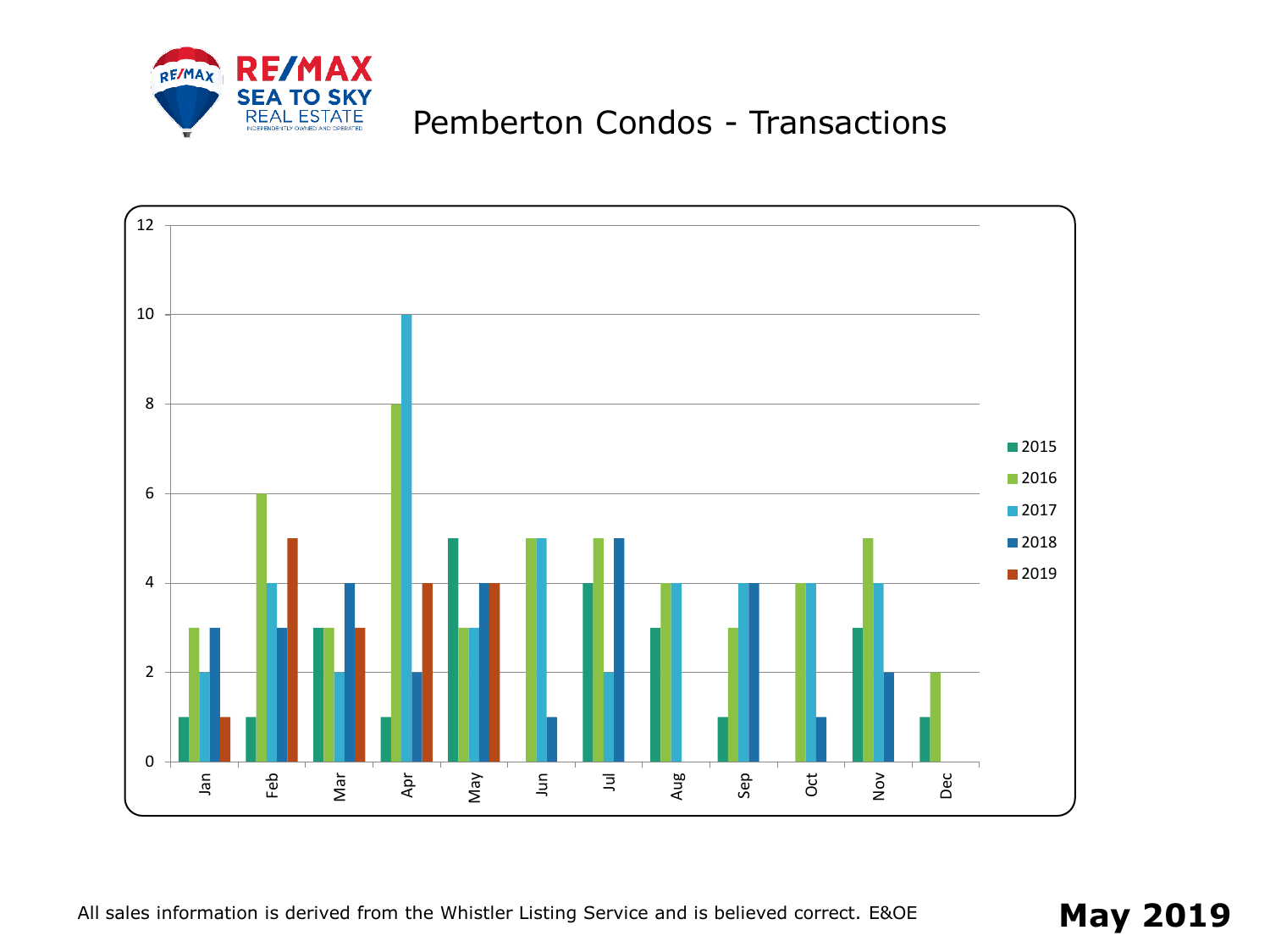# Pemberton Condos - Transactions

| Month | 2015 | 2016 | 2017 | 2018 | 2019 |
|---|---|---|---|---|---|
| Jan | 1 | 3 | 2 | 3 | 1 |
| Feb | 1 | 6 | 4 | 3 | 5 |
| Mar | 3 | 3 | 2 | 4 | 3 |
| Apr | 1 | 8 | 10 | 2 | 4 |
| May | 5 | 3 | 3 | 4 | 4 |
| Jun | 0 | 5 | 5 | 1 | |
| Jul | 4 | 5 | 2 | 5 | |
| Aug | 3 | 4 | 4 | 0 | |
| Sep | 1 | 3 | 4 | 4 | |
| Oct | 0 | 4 | 4 | 1 | |
| Nov | 3 | 5 | 4 | 2 | |
| Dec | 1 | 2 | 0 | 0 | |

All sales information is derived from the Whistler Listing Service and is believed correct. E&OE

**May 2019**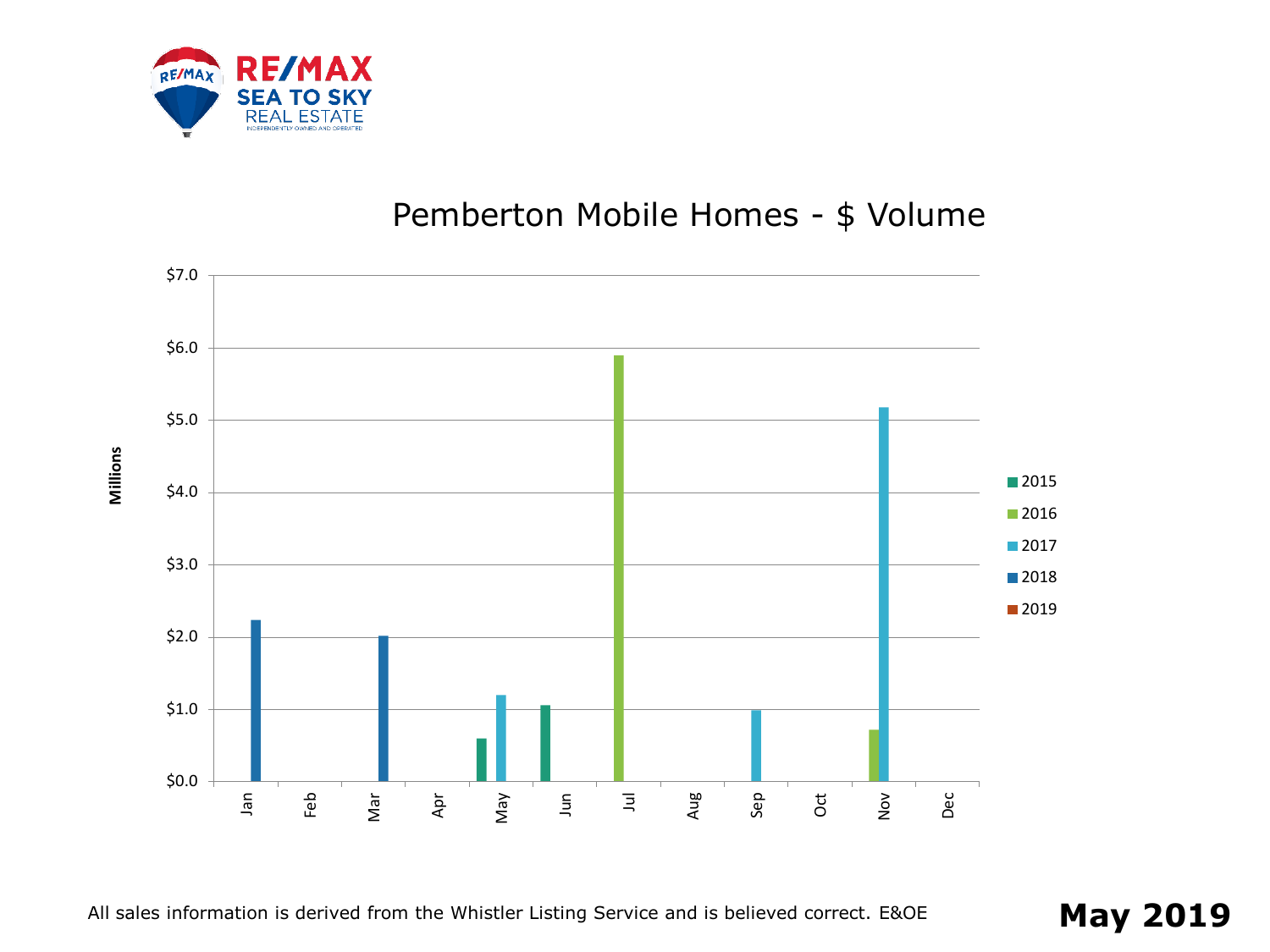RE/MAX SEA TO SKY REAL ESTATE

INDEPENDENTLY OWNED AND OPERATED

## Pemberton Mobile Homes - $ Volume

Millions

$7.0
$6.0
$5.0
$4.0
$3.0
$2.0
$1.0
$0.0

Jan Feb Mar Apr May Jun Jul Aug Sep Oct Nov Dec

2015
2016
2017
2018
2019

All sales information is derived from the Whistler Listing Service and is believed correct. E&OE

**May 2019**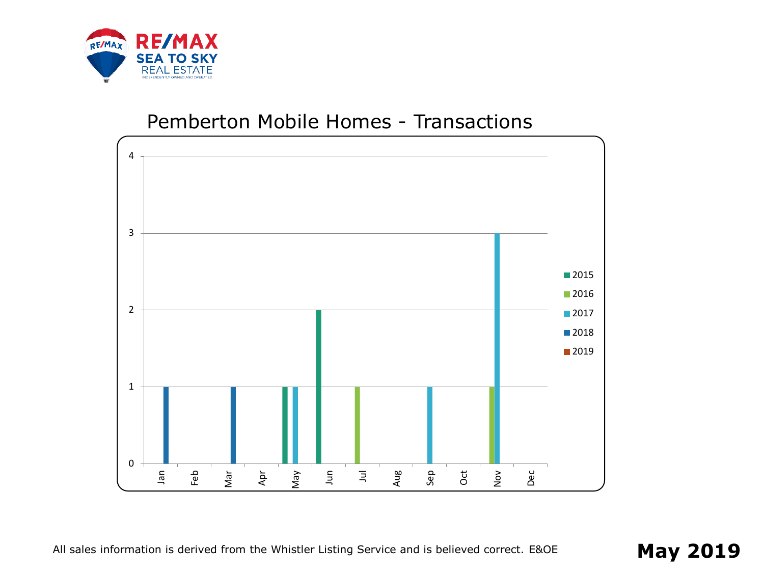# Pemberton Mobile Homes - Transactions

| Month | 2015 | 2016 | 2017 | 2018 | 2019 |
|---|---|---|---|---|---|
| Jan | | | | 1 | |
| Feb | | | | | |
| Mar | | | | 1 | |
| Apr | | | | | |
| May | 1 | | 1 | | |
| Jun | 2 | | | | |
| Jul | | 1 | | | |
| Aug | | | | | |
| Sep | | | 1 | | |
| Oct | | | | | |
| Nov | | 1 | 3 | | |
| Dec | | | | | |

All sales information is derived from the Whistler Listing Service and is believed correct. E&OE

**May 2019**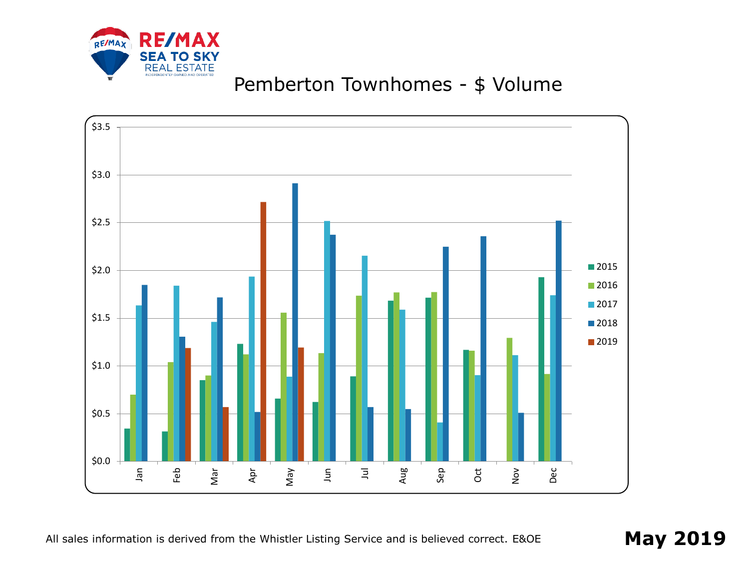RE/MAX SEA TO SKY REAL ESTATE

INDEPENDENTLY OWNED AND OPERATED

# Pemberton Townhomes - $ Volume

$3.5
$3.0
$2.5
$2.0
$1.5
$1.0
$0.5
$0.0

Jan Feb Mar Apr May Jun Jul Aug Sep Oct Nov Dec

2015
2016
2017
2018
2019

All sales information is derived from the Whistler Listing Service and is believed correct. E&OE

**May 2019**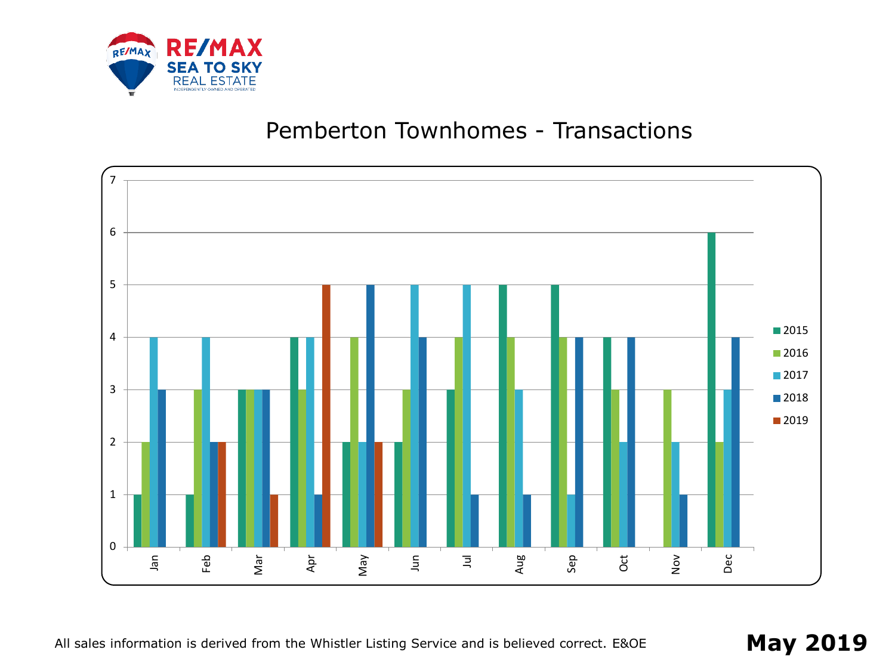# Pemberton Townhomes - Transactions

| Month | 2015 | 2016 | 2017 | 2018 | 2019 |
|---|---|---|---|---|---|
| Jan | 1 | 2 | 4 | 3 | |
| Feb | 1 | 3 | 4 | 2 | 2 |
| Mar | 3 | 3 | 3 | 3 | 1 |
| Apr | 4 | 3 | 4 | 1 | 5 |
| May | 2 | 4 | 2 | 5 | 2 |
| Jun | 2 | 3 | 5 | 4 | |
| Jul | 3 | 4 | 5 | 1 | |
| Aug | 5 | 4 | 3 | 1 | |
| Sep | 5 | 4 | 1 | 4 | |
| Oct | 4 | 3 | 2 | 4 | |
| Nov | | 3 | 2 | 1 | |
| Dec | 6 | 2 | 3 | 4 | |

All sales information is derived from the Whistler Listing Service and is believed correct. E&OE

**May 2019**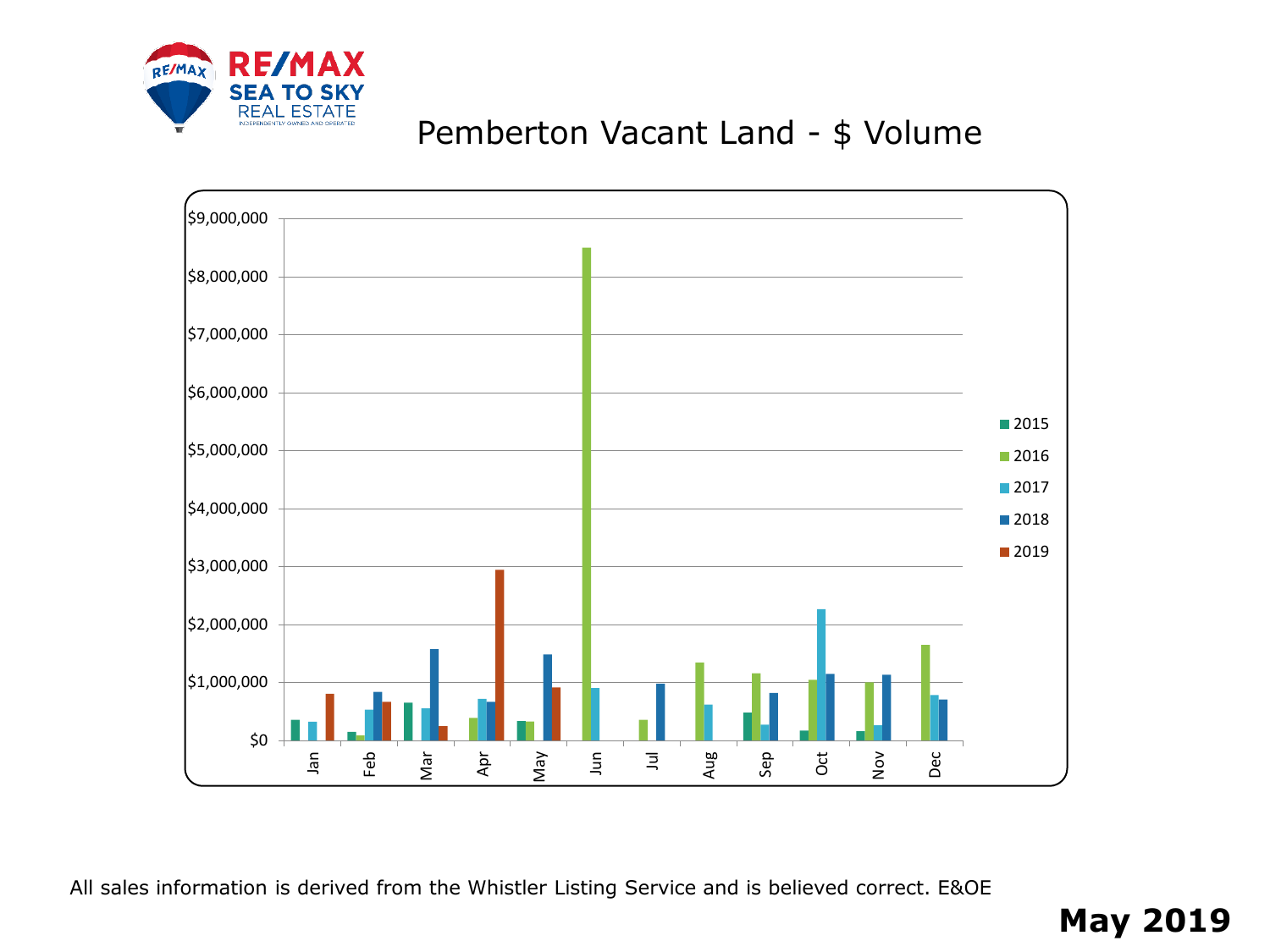# Pemberton Vacant Land - $ Volume

All sales information is derived from the Whistler Listing Service and is believed correct. E&OE

**May 2019**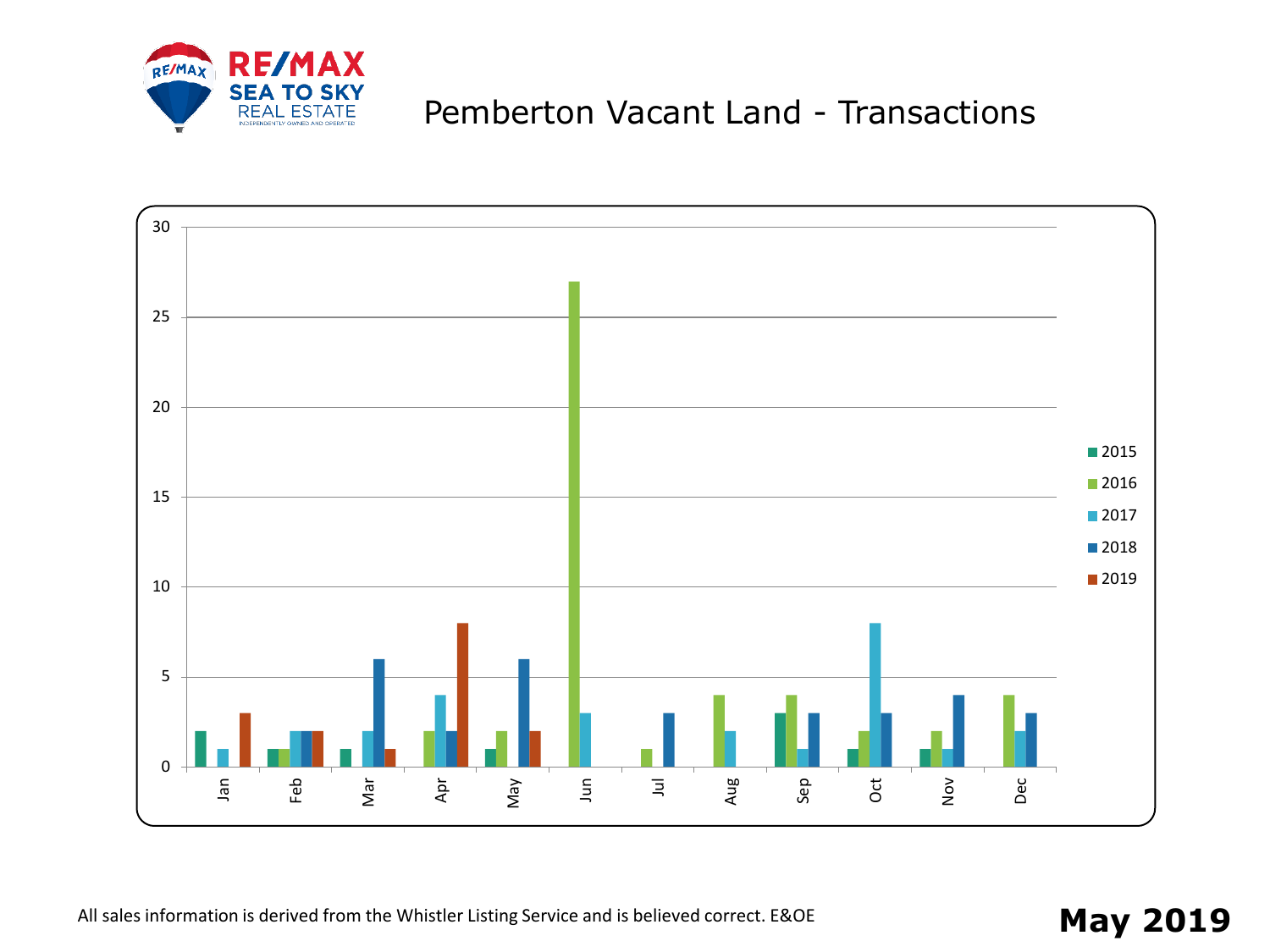# Pemberton Vacant Land - Transactions

| Month | 2015 | 2016 | 2017 | 2018 | 2019 |
|---|---|---|---|---|---|
| Jan | 2 | 0 | 1 | 0 | 3 |
| Feb | 1 | 1 | 2 | 2 | 2 |
| Mar | 1 | 0 | 2 | 6 | 1 |
| Apr | 0 | 2 | 4 | 2 | 8 |
| May | 1 | 2 | 0 | 6 | 2 |
| Jun | 0 | 27 | 3 | 0 | |
| Jul | 0 | 1 | 0 | 3 | |
| Aug | 0 | 4 | 2 | 0 | |
| Sep | 3 | 4 | 1 | 3 | |
| Oct | 1 | 2 | 8 | 3 | |
| Nov | 1 | 2 | 1 | 4 | |
| Dec | 0 | 4 | 2 | 3 | |

All sales information is derived from the Whistler Listing Service and is believed correct. E&OE

**May 2019**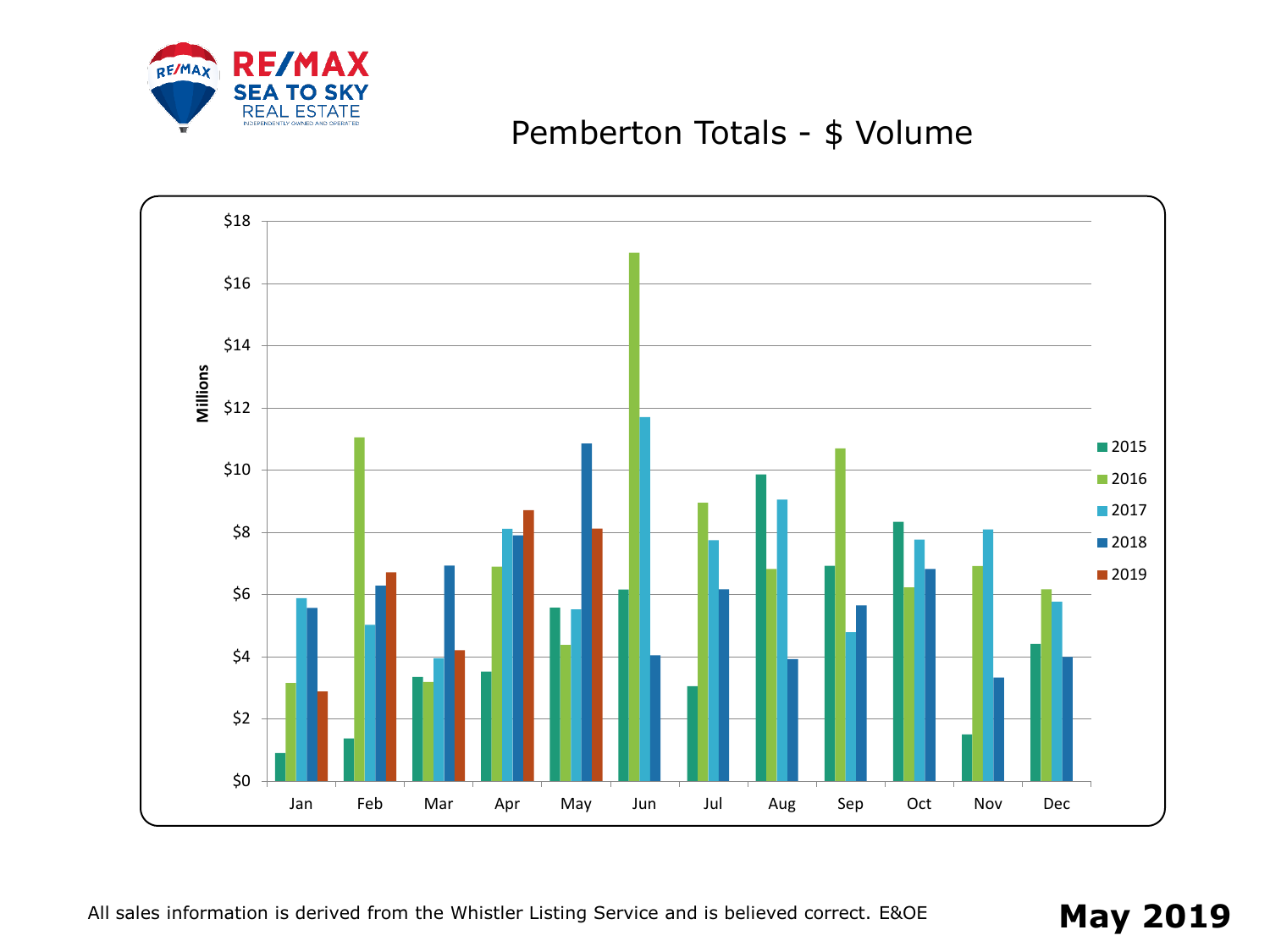# Pemberton Totals - $ Volume

Millions

| | 2015 | 2016 | 2017 | 2018 | 2019 |
|---|---|---|---|---|---|
| Jan | | | | | |
| Feb | | | | | |
| Mar | | | | | |
| Apr | | | | | |
| May | | | | | |
| Jun | | | | | |
| Jul | | | | | |
| Aug | | | | | |
| Sep | | | | | |
| Oct | | | | | |
| Nov | | | | | |
| Dec | | | | | |

$0 $2 $4 $6 $8 $10 $12 $14 $16 $18

All sales information is derived from the Whistler Listing Service and is believed correct. E&OE

**May 2019**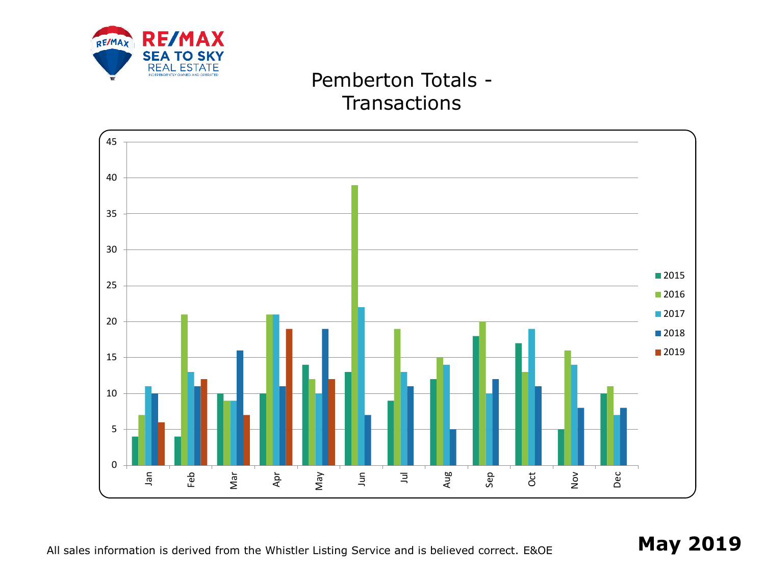# Pemberton Totals - Transactions

| Month | 2015 | 2016 | 2017 | 2018 | 2019 |
|---|---|---|---|---|---|
| Jan | 4 | 7 | 11 | 10 | 6 |
| Feb | 4 | 21 | 13 | 11 | 12 |
| Mar | 10 | 9 | 9 | 16 | 7 |
| Apr | 10 | 21 | 21 | 11 | 19 |
| May | 14 | 12 | 10 | 19 | 12 |
| Jun | 13 | 39 | 22 | 7 | |
| Jul | 9 | 19 | 13 | 11 | |
| Aug | 12 | 15 | 14 | 5 | |
| Sep | 18 | 20 | 10 | 12 | |
| Oct | 17 | 13 | 19 | 11 | |
| Nov | 5 | 16 | 14 | 8 | |
| Dec | 10 | 11 | 7 | 8 | |

All sales information is derived from the Whistler Listing Service and is believed correct. E&OE

**May 2019**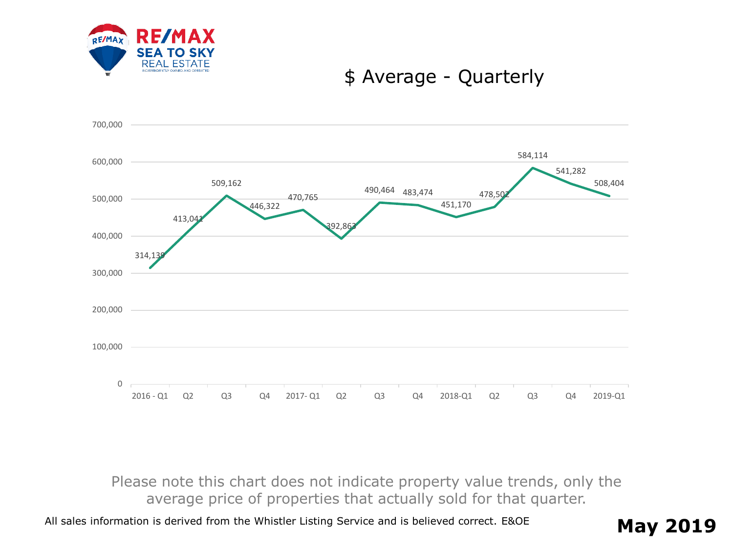RE/MAX SEA TO SKY REAL ESTATE
INDEPENDENTLY OWNED AND OPERATED

## $ Average - Quarterly

| Quarter | $ Average |
|---|---|
| 2016 - Q1 | 314,139 |
| Q2 | 413,041 |
| Q3 | 509,162 |
| Q4 | 446,322 |
| 2017- Q1 | 470,765 |
| Q2 | 392,863 |
| Q3 | 490,464 |
| Q4 | 483,474 |
| 2018-Q1 | 451,170 |
| Q2 | 478,502 |
| Q3 | 584,114 |
| Q4 | 541,282 |
| 2019-Q1 | 508,404 |

Please note this chart does not indicate property value trends, only the average price of properties that actually sold for that quarter.

All sales information is derived from the Whistler Listing Service and is believed correct. E&OE

**May 2019**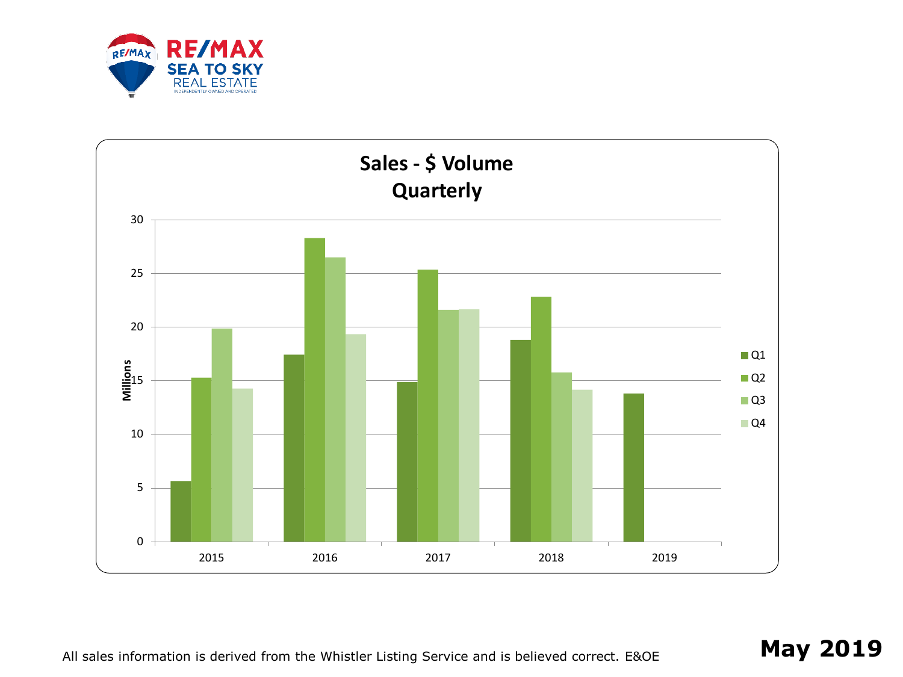RE/MAX SEA TO SKY REAL ESTATE

INDEPENDENTLY OWNED AND OPERATED

## Sales - $ Volume
## Quarterly

Millions

| Year | Q1 | Q2 | Q3 | Q4 |
|---|---|---|---|---|
| 2015 | 5.6 | 15.2 | 19.8 | 14.2 |
| 2016 | 17.4 | 28.3 | 26.5 | 19.3 |
| 2017 | 14.8 | 25.3 | 21.6 | 21.6 |
| 2018 | 18.8 | 22.8 | 15.7 | 14.1 |
| 2019 | 13.8 | | | |

All sales information is derived from the Whistler Listing Service and is believed correct. E&OE

**May 2019**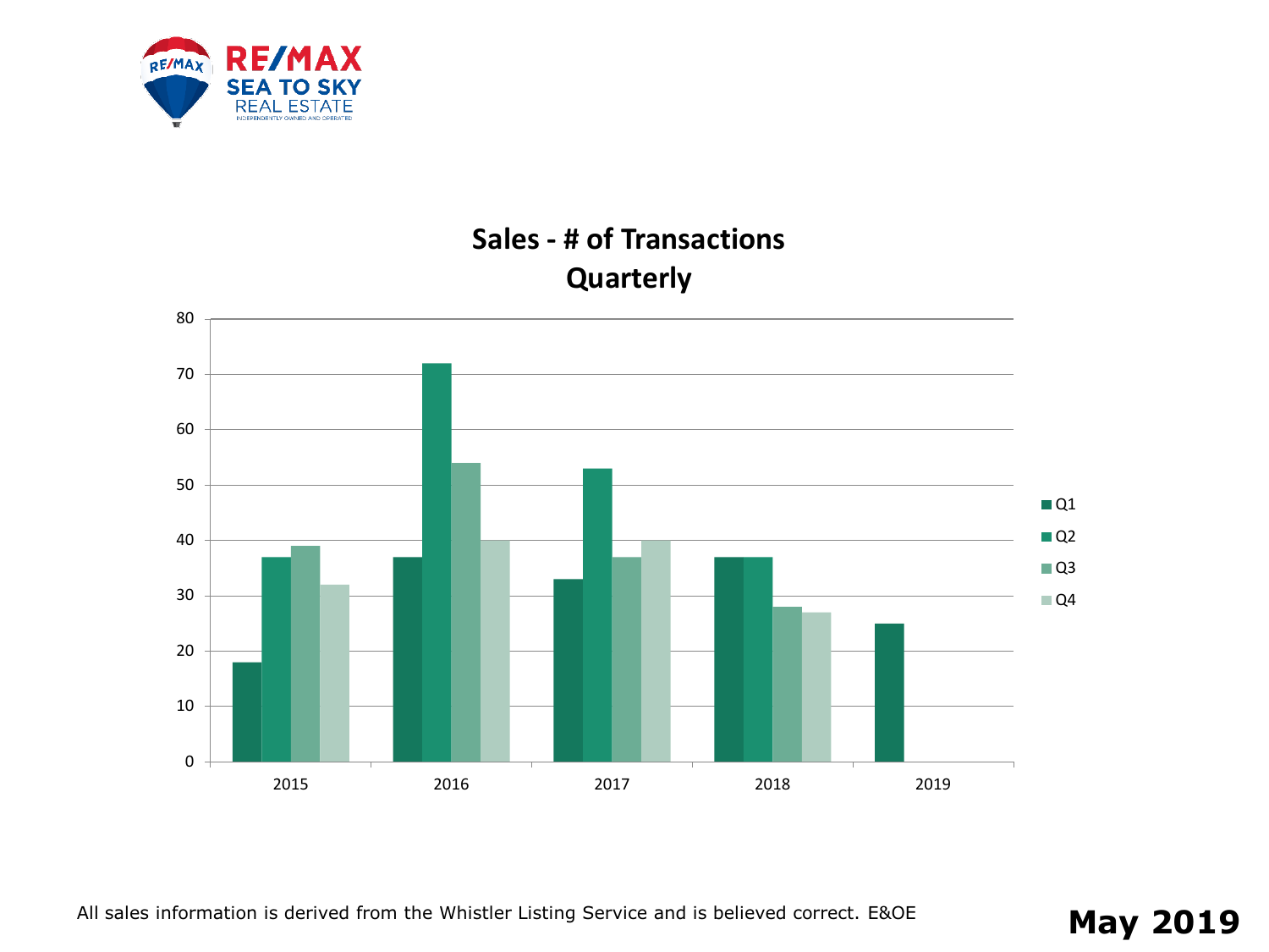RE/MAX SEA TO SKY REAL ESTATE

INDEPENDENTLY OWNED AND OPERATED

## Sales - # of Transactions
## Quarterly

80
70
60
50
40
30
20
10
0

2015
2016
2017
2018
2019

Q1
Q2
Q3
Q4

All sales information is derived from the Whistler Listing Service and is believed correct. E&OE

**May 2019**